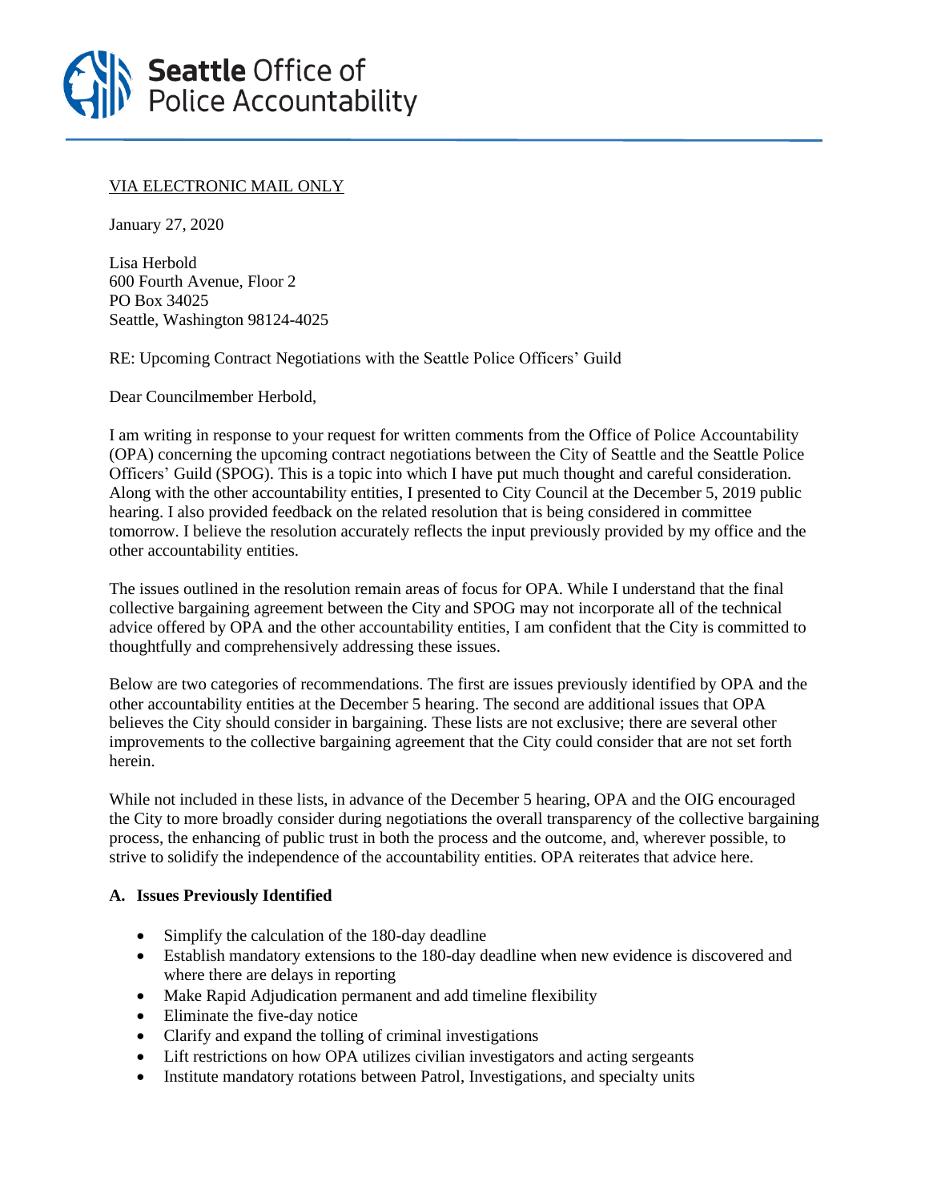# Seattle Office of Police Accountability

VIA ELECTRONIC MAIL ONLY

January 27, 2020

Lisa Herbold
600 Fourth Avenue, Floor 2
PO Box 34025
Seattle, Washington 98124-4025

RE: Upcoming Contract Negotiations with the Seattle Police Officers' Guild

Dear Councilmember Herbold,

I am writing in response to your request for written comments from the Office of Police Accountability (OPA) concerning the upcoming contract negotiations between the City of Seattle and the Seattle Police Officers' Guild (SPOG). This is a topic into which I have put much thought and careful consideration. Along with the other accountability entities, I presented to City Council at the December 5, 2019 public hearing. I also provided feedback on the related resolution that is being considered in committee tomorrow. I believe the resolution accurately reflects the input previously provided by my office and the other accountability entities.

The issues outlined in the resolution remain areas of focus for OPA. While I understand that the final collective bargaining agreement between the City and SPOG may not incorporate all of the technical advice offered by OPA and the other accountability entities, I am confident that the City is committed to thoughtfully and comprehensively addressing these issues.

Below are two categories of recommendations. The first are issues previously identified by OPA and the other accountability entities at the December 5 hearing. The second are additional issues that OPA believes the City should consider in bargaining. These lists are not exclusive; there are several other improvements to the collective bargaining agreement that the City could consider that are not set forth herein.

While not included in these lists, in advance of the December 5 hearing, OPA and the OIG encouraged the City to more broadly consider during negotiations the overall transparency of the collective bargaining process, the enhancing of public trust in both the process and the outcome, and, wherever possible, to strive to solidify the independence of the accountability entities. OPA reiterates that advice here.

**A. Issues Previously Identified**

- Simplify the calculation of the 180-day deadline
- Establish mandatory extensions to the 180-day deadline when new evidence is discovered and where there are delays in reporting
- Make Rapid Adjudication permanent and add timeline flexibility
- Eliminate the five-day notice
- Clarify and expand the tolling of criminal investigations
- Lift restrictions on how OPA utilizes civilian investigators and acting sergeants
- Institute mandatory rotations between Patrol, Investigations, and specialty units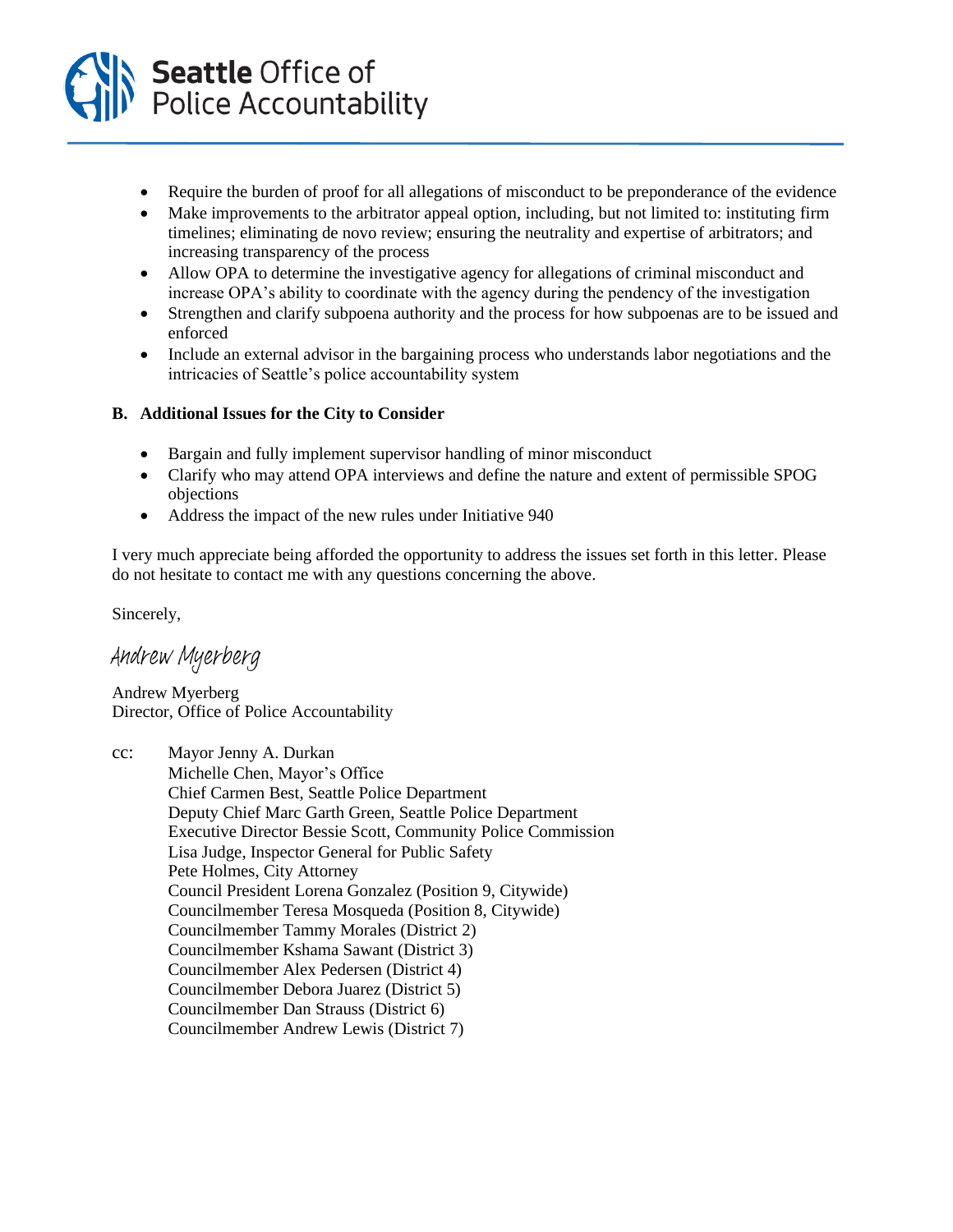- Require the burden of proof for all allegations of misconduct to be preponderance of the evidence
- Make improvements to the arbitrator appeal option, including, but not limited to: instituting firm timelines; eliminating de novo review; ensuring the neutrality and expertise of arbitrators; and increasing transparency of the process
- Allow OPA to determine the investigative agency for allegations of criminal misconduct and increase OPA's ability to coordinate with the agency during the pendency of the investigation
- Strengthen and clarify subpoena authority and the process for how subpoenas are to be issued and enforced
- Include an external advisor in the bargaining process who understands labor negotiations and the intricacies of Seattle's police accountability system

**B. Additional Issues for the City to Consider**

- Bargain and fully implement supervisor handling of minor misconduct
- Clarify who may attend OPA interviews and define the nature and extent of permissible SPOG objections
- Address the impact of the new rules under Initiative 940

I very much appreciate being afforded the opportunity to address the issues set forth in this letter. Please do not hesitate to contact me with any questions concerning the above.

Sincerely,

*Andrew Myerberg*

Andrew Myerberg
Director, Office of Police Accountability

cc: Mayor Jenny A. Durkan
Michelle Chen, Mayor's Office
Chief Carmen Best, Seattle Police Department
Deputy Chief Marc Garth Green, Seattle Police Department
Executive Director Bessie Scott, Community Police Commission
Lisa Judge, Inspector General for Public Safety
Pete Holmes, City Attorney
Council President Lorena Gonzalez (Position 9, Citywide)
Councilmember Teresa Mosqueda (Position 8, Citywide)
Councilmember Tammy Morales (District 2)
Councilmember Kshama Sawant (District 3)
Councilmember Alex Pedersen (District 4)
Councilmember Debora Juarez (District 5)
Councilmember Dan Strauss (District 6)
Councilmember Andrew Lewis (District 7)